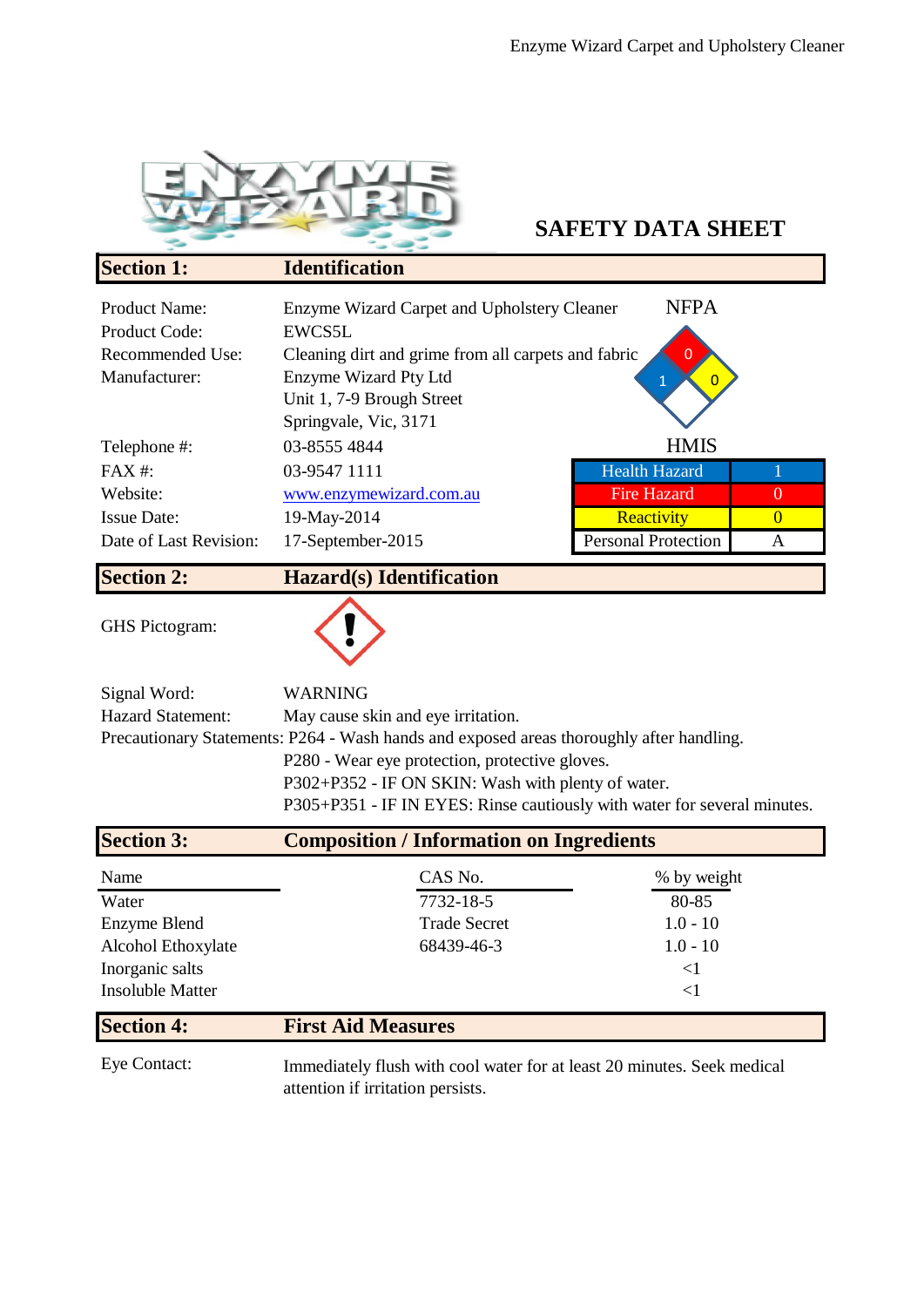# SAFETY DATA SHEET

## Section 1: Identification

| | |
|---|---|
| Product Name: | Enzyme Wizard Carpet and Upholstery Cleaner |
| Product Code: | EWCS5L |
| Recommended Use: | Cleaning dirt and grime from all carpets and fabric |
| Manufacturer: | Enzyme Wizard Pty Ltd<br>Unit 1, 7-9 Brough Street<br>Springvale, Vic, 3171 |
| Telephone #: | 03-8555 4844 |
| FAX #: | 03-9547 1111 |
| Website: | www.enzymewizard.com.au |
| Issue Date: | 19-May-2014 |
| Date of Last Revision: | 17-September-2015 |

**NFPA**

Health: 1, Fire: 0, Reactivity: 0

**HMIS**

| | |
|---|---|
| Health Hazard | 1 |
| Fire Hazard | 0 |
| Reactivity | 0 |
| Personal Protection | A |

## Section 2: Hazard(s) Identification

GHS Pictogram: (!)

Signal Word: WARNING

Hazard Statement: May cause skin and eye irritation.

Precautionary Statements: P264 - Wash hands and exposed areas thoroughly after handling.
P280 - Wear eye protection, protective gloves.
P302+P352 - IF ON SKIN: Wash with plenty of water.
P305+P351 - IF IN EYES: Rinse cautiously with water for several minutes.

## Section 3: Composition / Information on Ingredients

| Name | CAS No. | % by weight |
|---|---|---|
| Water | 7732-18-5 | 80-85 |
| Enzyme Blend | Trade Secret | 1.0 - 10 |
| Alcohol Ethoxylate | 68439-46-3 | 1.0 - 10 |
| Inorganic salts | | <1 |
| Insoluble Matter | | <1 |

## Section 4: First Aid Measures

Eye Contact: Immediately flush with cool water for at least 20 minutes. Seek medical attention if irritation persists.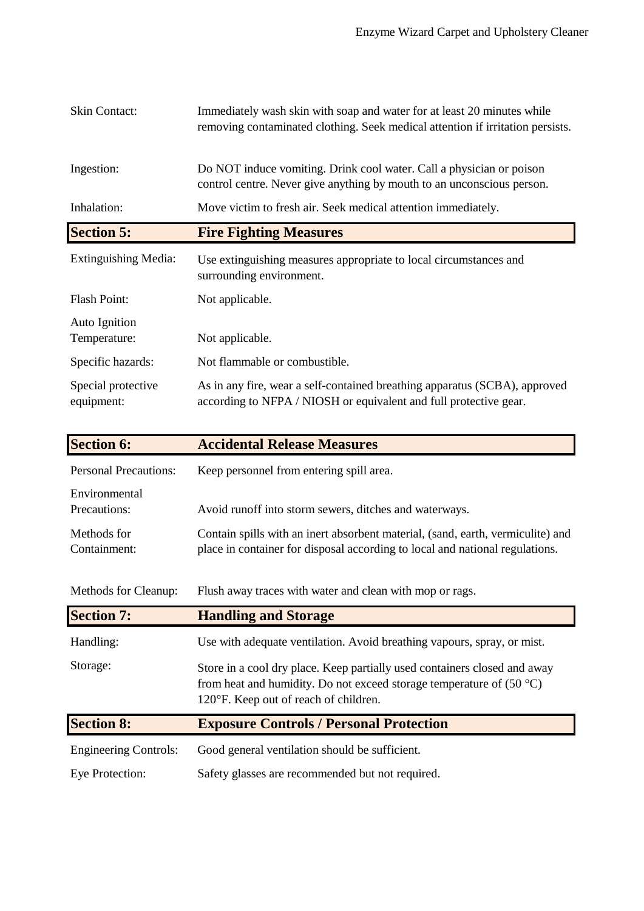| | |
|---|---|
| Skin Contact: | Immediately wash skin with soap and water for at least 20 minutes while removing contaminated clothing. Seek medical attention if irritation persists. |
| Ingestion: | Do NOT induce vomiting. Drink cool water. Call a physician or poison control centre. Never give anything by mouth to an unconscious person. |
| Inhalation: | Move victim to fresh air. Seek medical attention immediately. |

## Section 5: Fire Fighting Measures

| | |
|---|---|
| Extinguishing Media: | Use extinguishing measures appropriate to local circumstances and surrounding environment. |
| Flash Point: | Not applicable. |
| Auto Ignition Temperature: | Not applicable. |
| Specific hazards: | Not flammable or combustible. |
| Special protective equipment: | As in any fire, wear a self-contained breathing apparatus (SCBA), approved according to NFPA / NIOSH or equivalent and full protective gear. |

## Section 6: Accidental Release Measures

| | |
|---|---|
| Personal Precautions: | Keep personnel from entering spill area. |
| Environmental Precautions: | Avoid runoff into storm sewers, ditches and waterways. |
| Methods for Containment: | Contain spills with an inert absorbent material, (sand, earth, vermiculite) and place in container for disposal according to local and national regulations. |
| Methods for Cleanup: | Flush away traces with water and clean with mop or rags. |

## Section 7: Handling and Storage

| | |
|---|---|
| Handling: | Use with adequate ventilation. Avoid breathing vapours, spray, or mist. |
| Storage: | Store in a cool dry place. Keep partially used containers closed and away from heat and humidity. Do not exceed storage temperature of (50 °C) 120°F. Keep out of reach of children. |

## Section 8: Exposure Controls / Personal Protection

| | |
|---|---|
| Engineering Controls: | Good general ventilation should be sufficient. |
| Eye Protection: | Safety glasses are recommended but not required. |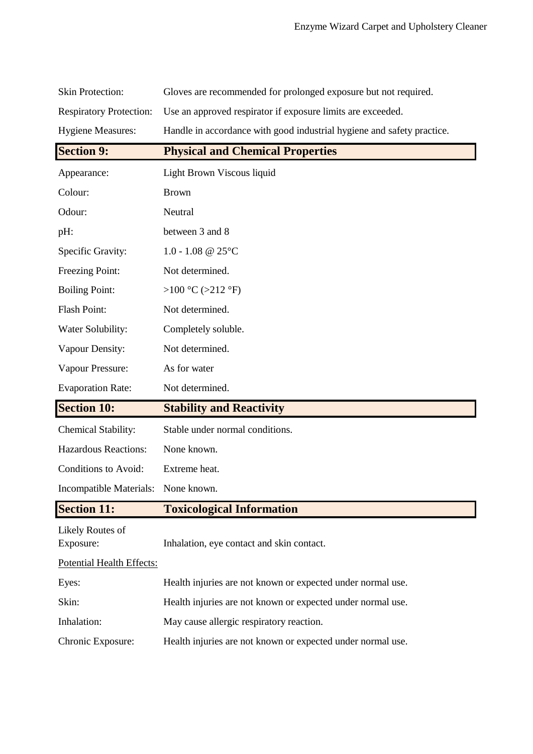| | |
|---|---|
| Skin Protection: | Gloves are recommended for prolonged exposure but not required. |
| Respiratory Protection: | Use an approved respirator if exposure limits are exceeded. |
| Hygiene Measures: | Handle in accordance with good industrial hygiene and safety practice. |

## Section 9: Physical and Chemical Properties

| | |
|---|---|
| Appearance: | Light Brown Viscous liquid |
| Colour: | Brown |
| Odour: | Neutral |
| pH: | between 3 and 8 |
| Specific Gravity: | 1.0 - 1.08 @ 25°C |
| Freezing Point: | Not determined. |
| Boiling Point: | >100 °C (>212 °F) |
| Flash Point: | Not determined. |
| Water Solubility: | Completely soluble. |
| Vapour Density: | Not determined. |
| Vapour Pressure: | As for water |
| Evaporation Rate: | Not determined. |

## Section 10: Stability and Reactivity

| | |
|---|---|
| Chemical Stability: | Stable under normal conditions. |
| Hazardous Reactions: | None known. |
| Conditions to Avoid: | Extreme heat. |
| Incompatible Materials: | None known. |

## Section 11: Toxicological Information

| | |
|---|---|
| Likely Routes of Exposure: | Inhalation, eye contact and skin contact. |

Potential Health Effects:

| | |
|---|---|
| Eyes: | Health injuries are not known or expected under normal use. |
| Skin: | Health injuries are not known or expected under normal use. |
| Inhalation: | May cause allergic respiratory reaction. |
| Chronic Exposure: | Health injuries are not known or expected under normal use. |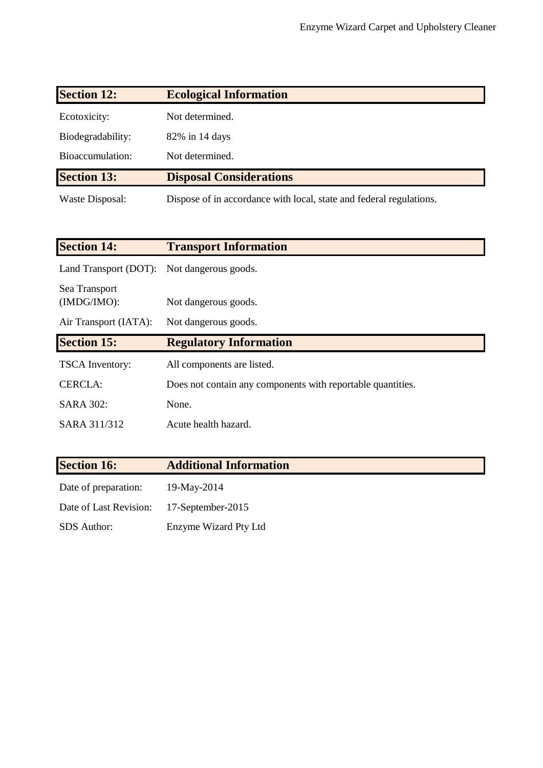## Section 12: Ecological Information

| | |
|---|---|
| Ecotoxicity: | Not determined. |
| Biodegradability: | 82% in 14 days |
| Bioaccumulation: | Not determined. |

## Section 13: Disposal Considerations

| | |
|---|---|
| Waste Disposal: | Dispose of in accordance with local, state and federal regulations. |

## Section 14: Transport Information

| | |
|---|---|
| Land Transport (DOT): | Not dangerous goods. |
| Sea Transport (IMDG/IMO): | Not dangerous goods. |
| Air Transport (IATA): | Not dangerous goods. |

## Section 15: Regulatory Information

| | |
|---|---|
| TSCA Inventory: | All components are listed. |
| CERCLA: | Does not contain any components with reportable quantities. |
| SARA 302: | None. |
| SARA 311/312 | Acute health hazard. |

## Section 16: Additional Information

| | |
|---|---|
| Date of preparation: | 19-May-2014 |
| Date of Last Revision: | 17-September-2015 |
| SDS Author: | Enzyme Wizard Pty Ltd |